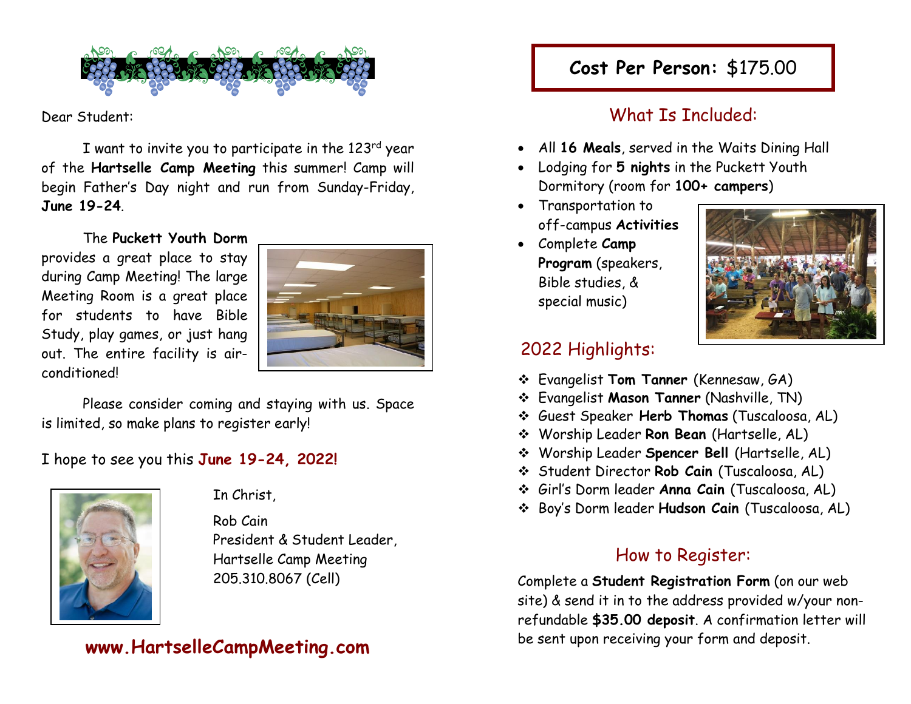Dear Student:

I want to invite you to participate in the 123rd year of the **Hartselle Camp Meeting** this summer! Camp will begin Father's Day night and run from Sunday-Friday, **June 19-24**.

The **Puckett Youth Dorm** provides a great place to stay during Camp Meeting! The large Meeting Room is a great place for students to have Bible Study, play games, or just hang out. The entire facility is air-conditioned!

Please consider coming and staying with us. Space is limited, so make plans to register early!

I hope to see you this **June 19-24, 2022!**

In Christ,

Rob Cain
President & Student Leader,
Hartselle Camp Meeting
205.310.8067 (Cell)

**www.HartselleCampMeeting.com**

**Cost Per Person:** $175.00

## What Is Included:

- All **16 Meals**, served in the Waits Dining Hall
- Lodging for **5 nights** in the Puckett Youth Dormitory (room for **100+ campers**)
- Transportation to off-campus **Activities**
- Complete **Camp Program** (speakers, Bible studies, & special music)

## 2022 Highlights:

- Evangelist **Tom Tanner** (Kennesaw, GA)
- Evangelist **Mason Tanner** (Nashville, TN)
- Guest Speaker **Herb Thomas** (Tuscaloosa, AL)
- Worship Leader **Ron Bean** (Hartselle, AL)
- Worship Leader **Spencer Bell** (Hartselle, AL)
- Student Director **Rob Cain** (Tuscaloosa, AL)
- Girl's Dorm leader **Anna Cain** (Tuscaloosa, AL)
- Boy's Dorm leader **Hudson Cain** (Tuscaloosa, AL)

## How to Register:

Complete a **Student Registration Form** (on our web site) & send it in to the address provided w/your non-refundable **$35.00 deposit**. A confirmation letter will be sent upon receiving your form and deposit.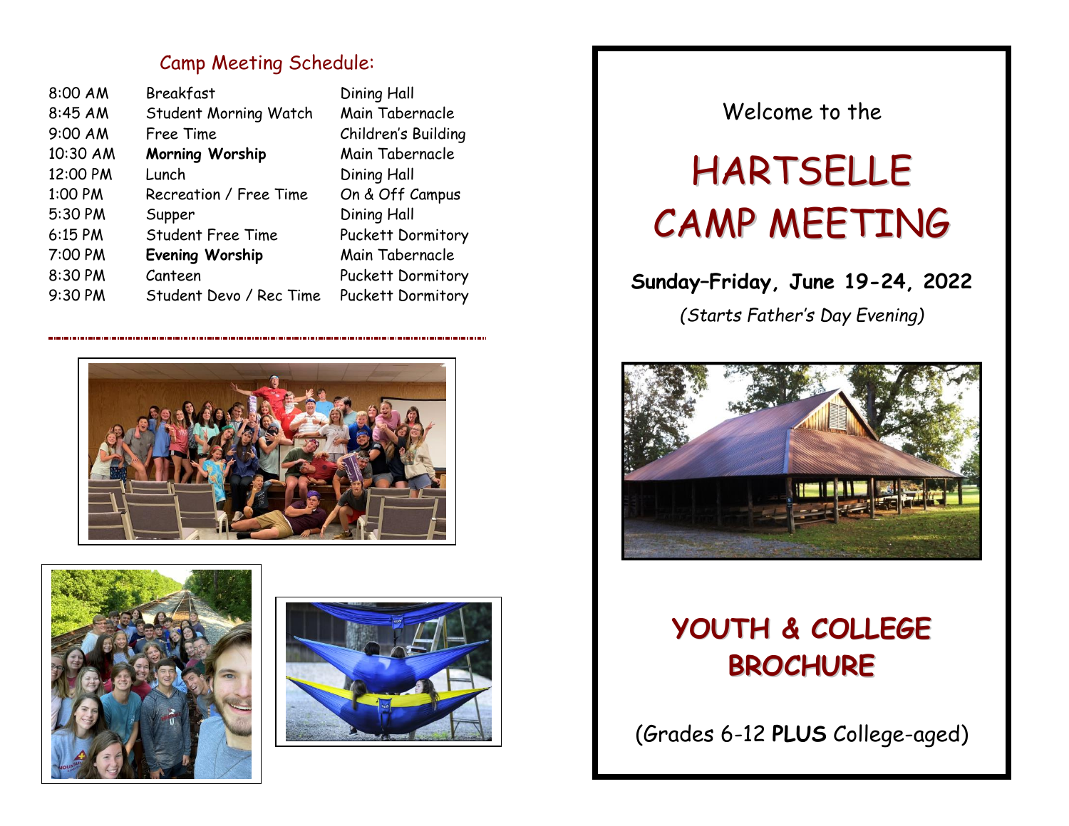## Camp Meeting Schedule:

| | | |
|---|---|---|
| 8:00 AM | Breakfast | Dining Hall |
| 8:45 AM | Student Morning Watch | Main Tabernacle |
| 9:00 AM | Free Time | Children's Building |
| 10:30 AM | **Morning Worship** | Main Tabernacle |
| 12:00 PM | Lunch | Dining Hall |
| 1:00 PM | Recreation / Free Time | On & Off Campus |
| 5:30 PM | Supper | Dining Hall |
| 6:15 PM | Student Free Time | Puckett Dormitory |
| 7:00 PM | **Evening Worship** | Main Tabernacle |
| 8:30 PM | Canteen | Puckett Dormitory |
| 9:30 PM | Student Devo / Rec Time | Puckett Dormitory |

Welcome to the

# HARTSELLE CAMP MEETING

**Sunday–Friday, June 19-24, 2022**

*(Starts Father's Day Evening)*

## YOUTH & COLLEGE BROCHURE

(Grades 6-12 **PLUS** College-aged)